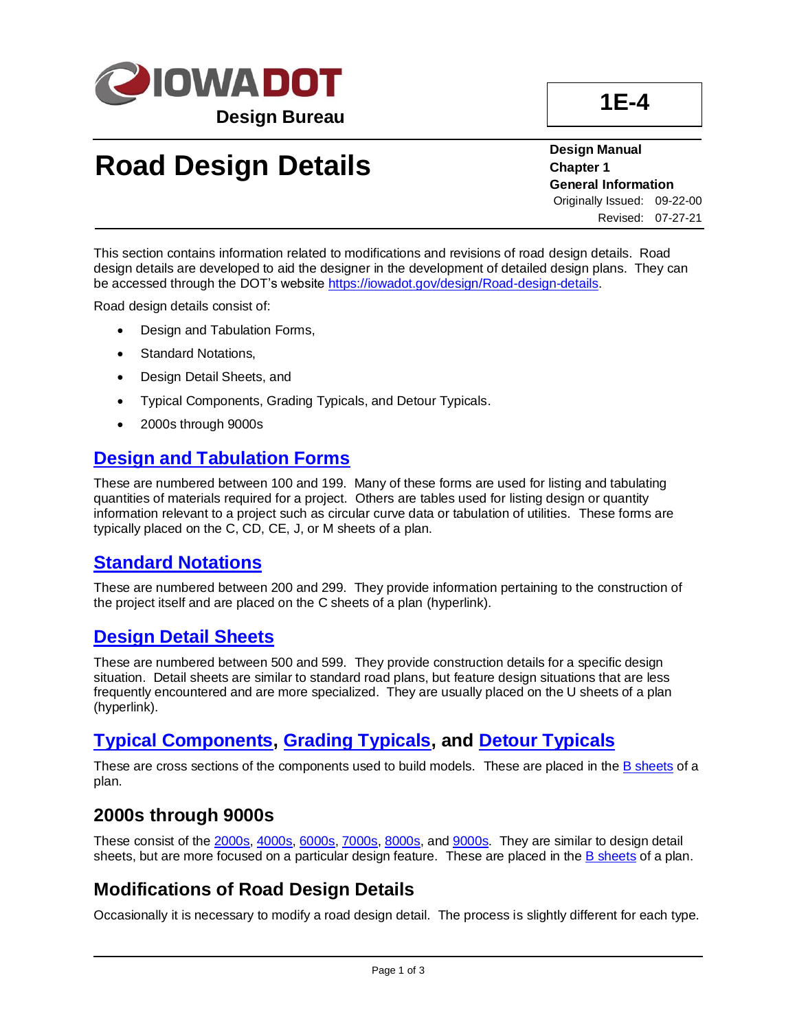**Design Bureau**

**1E-4**

# Road Design Details

**Design Manual**
**Chapter 1**
**General Information**
Originally Issued: 09-22-00
Revised: 07-27-21

This section contains information related to modifications and revisions of road design details. Road design details are developed to aid the designer in the development of detailed design plans. They can be accessed through the DOT's website https://iowadot.gov/design/Road-design-details.

Road design details consist of:

- Design and Tabulation Forms,
- Standard Notations,
- Design Detail Sheets, and
- Typical Components, Grading Typicals, and Detour Typicals.
- 2000s through 9000s

## Design and Tabulation Forms

These are numbered between 100 and 199. Many of these forms are used for listing and tabulating quantities of materials required for a project. Others are tables used for listing design or quantity information relevant to a project such as circular curve data or tabulation of utilities. These forms are typically placed on the C, CD, CE, J, or M sheets of a plan.

## Standard Notations

These are numbered between 200 and 299. They provide information pertaining to the construction of the project itself and are placed on the C sheets of a plan (hyperlink).

## Design Detail Sheets

These are numbered between 500 and 599. They provide construction details for a specific design situation. Detail sheets are similar to standard road plans, but feature design situations that are less frequently encountered and are more specialized. They are usually placed on the U sheets of a plan (hyperlink).

## Typical Components, Grading Typicals, and Detour Typicals

These are cross sections of the components used to build models. These are placed in the B sheets of a plan.

## 2000s through 9000s

These consist of the 2000s, 4000s, 6000s, 7000s, 8000s, and 9000s. They are similar to design detail sheets, but are more focused on a particular design feature. These are placed in the B sheets of a plan.

## Modifications of Road Design Details

Occasionally it is necessary to modify a road design detail. The process is slightly different for each type.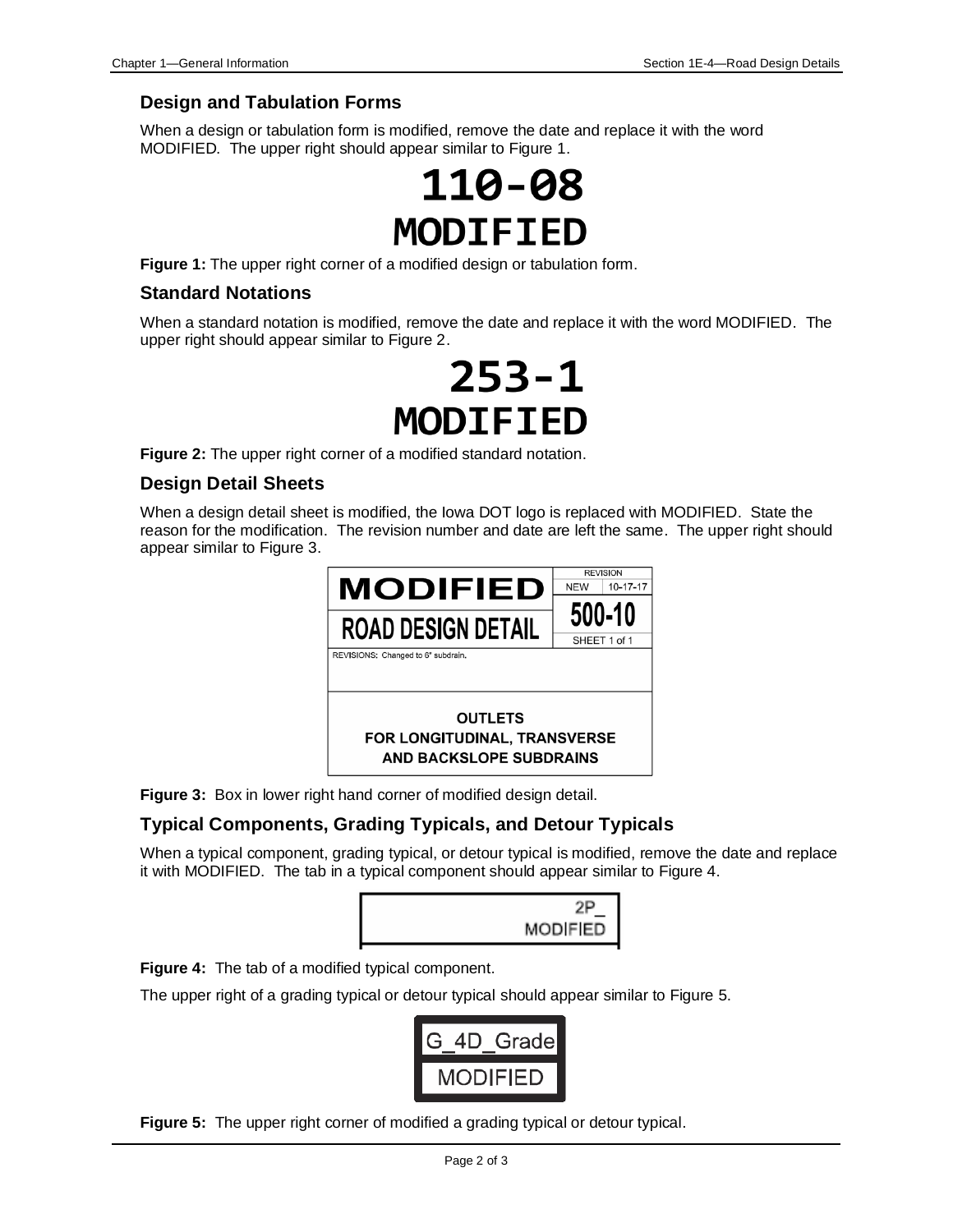## Design and Tabulation Forms

When a design or tabulation form is modified, remove the date and replace it with the word MODIFIED. The upper right should appear similar to Figure 1.

**110-08**
**MODIFIED**

**Figure 1:** The upper right corner of a modified design or tabulation form.

## Standard Notations

When a standard notation is modified, remove the date and replace it with the word MODIFIED. The upper right should appear similar to Figure 2.

**253-1**
**MODIFIED**

**Figure 2:** The upper right corner of a modified standard notation.

## Design Detail Sheets

When a design detail sheet is modified, the Iowa DOT logo is replaced with MODIFIED. State the reason for the modification. The revision number and date are left the same. The upper right should appear similar to Figure 3.

| MODIFIED | REVISION NEW 10-17-17 |
|---|---|
| ROAD DESIGN DETAIL | 500-10 SHEET 1 of 1 |
| REVISIONS: Changed to 6" subdrain. | |
| OUTLETS FOR LONGITUDINAL, TRANSVERSE AND BACKSLOPE SUBDRAINS | |

**Figure 3:** Box in lower right hand corner of modified design detail.

## Typical Components, Grading Typicals, and Detour Typicals

When a typical component, grading typical, or detour typical is modified, remove the date and replace it with MODIFIED. The tab in a typical component should appear similar to Figure 4.

2P_
MODIFIED

**Figure 4:** The tab of a modified typical component.

The upper right of a grading typical or detour typical should appear similar to Figure 5.

G_4D_Grade
MODIFIED

**Figure 5:** The upper right corner of modified a grading typical or detour typical.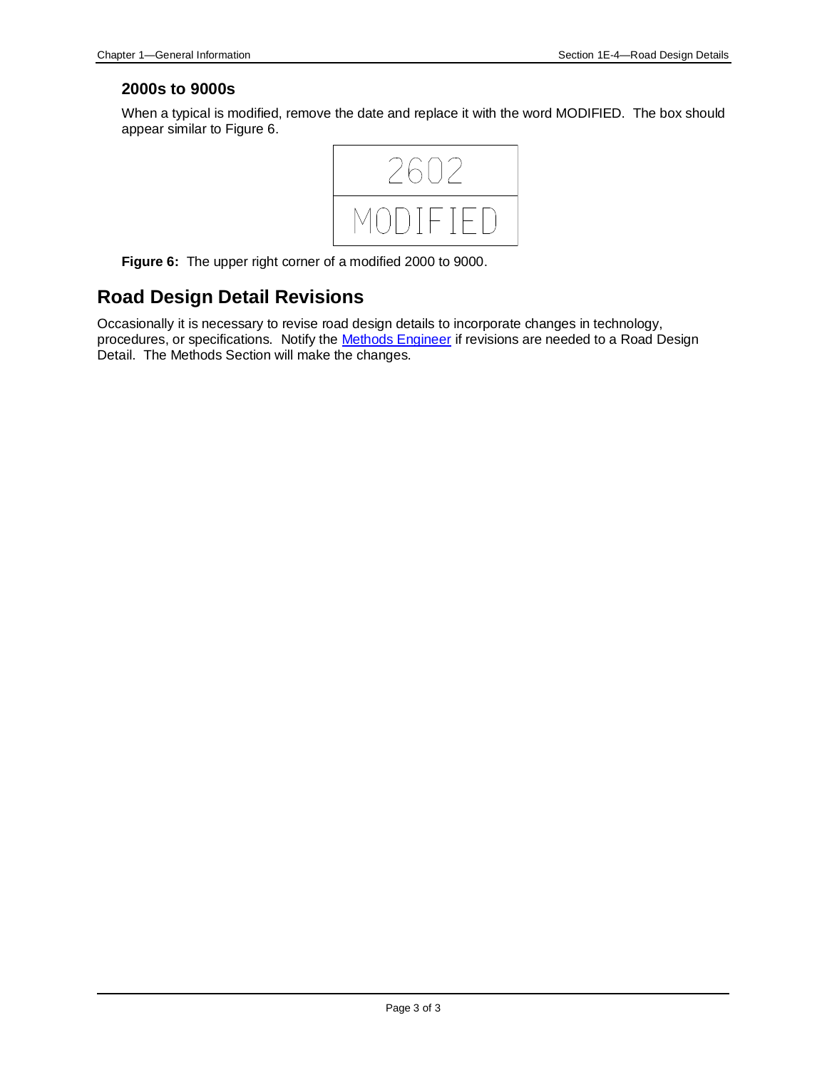### 2000s to 9000s

When a typical is modified, remove the date and replace it with the word MODIFIED. The box should appear similar to Figure 6.

| 2602 |
| --- |
| MODIFIED |

**Figure 6:** The upper right corner of a modified 2000 to 9000.

## Road Design Detail Revisions

Occasionally it is necessary to revise road design details to incorporate changes in technology, procedures, or specifications. Notify the Methods Engineer if revisions are needed to a Road Design Detail. The Methods Section will make the changes.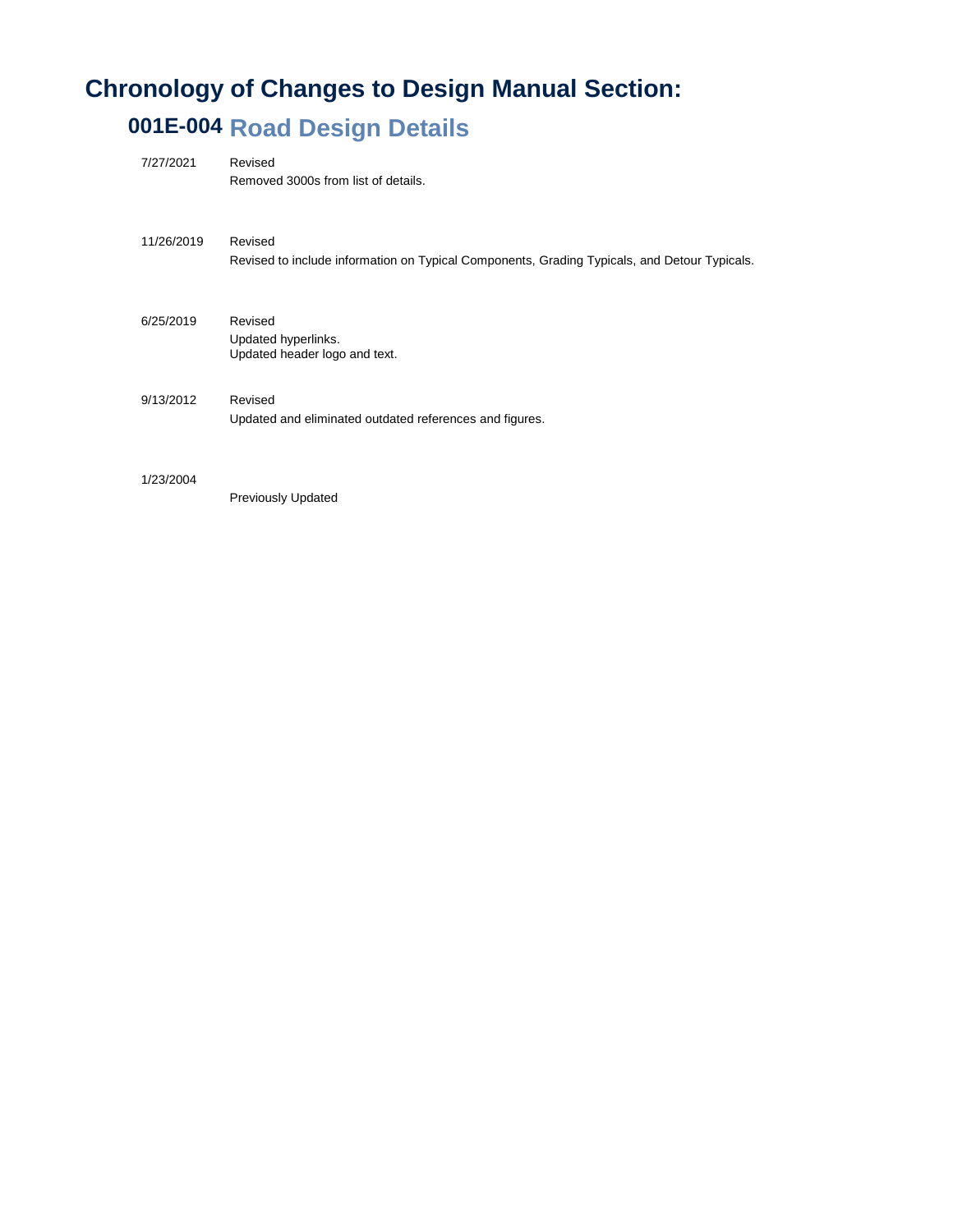# Chronology of Changes to Design Manual Section:

## 001E-004 Road Design Details

| | | |
|---|---|---|
| 7/27/2021 | Revised | Removed 3000s from list of details. |
| 11/26/2019 | Revised | Revised to include information on Typical Components, Grading Typicals, and Detour Typicals. |
| 6/25/2019 | Revised | Updated hyperlinks.<br>Updated header logo and text. |
| 9/13/2012 | Revised | Updated and eliminated outdated references and figures. |
| 1/23/2004 | | Previously Updated |